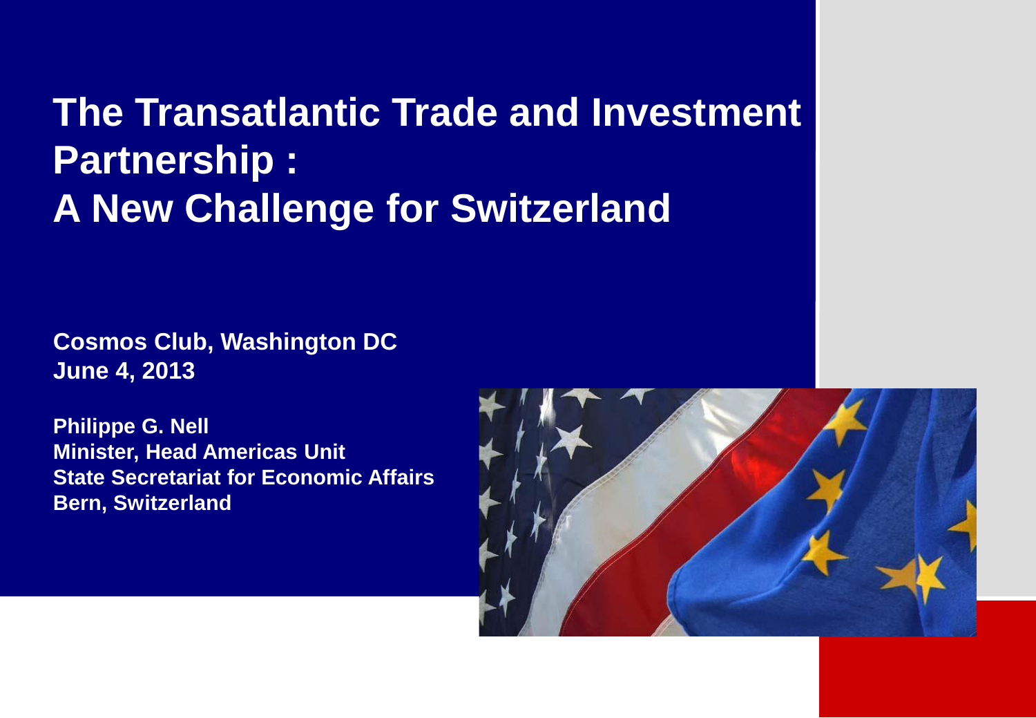# The Transatlantic Trade and Investment Partnership : A New Challenge for Switzerland

**Cosmos Club, Washington DC**
**June 4, 2013**

**Philippe G. Nell**
**Minister, Head Americas Unit**
**State Secretariat for Economic Affairs**
**Bern, Switzerland**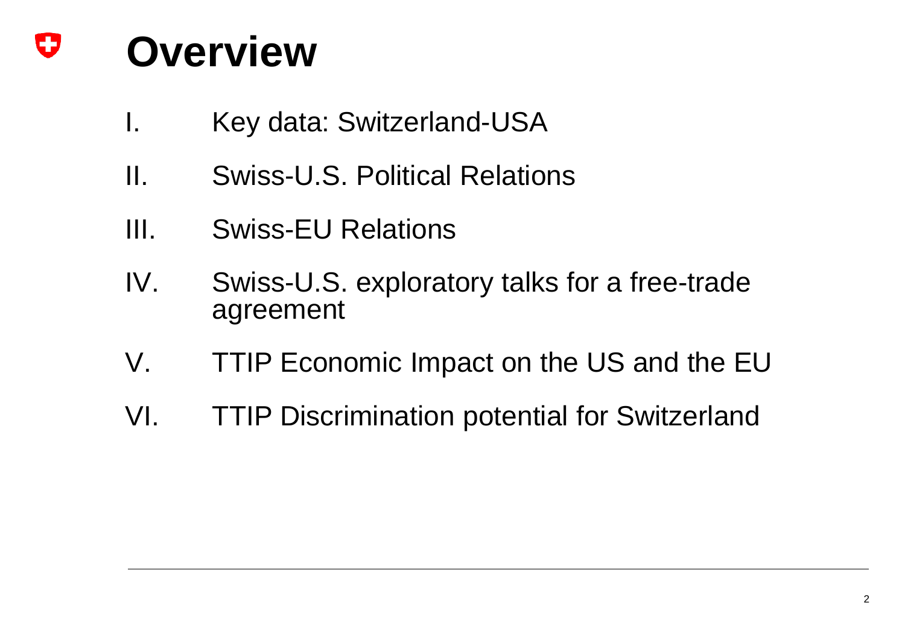# Overview

I. Key data: Switzerland-USA

II. Swiss-U.S. Political Relations

III. Swiss-EU Relations

IV. Swiss-U.S. exploratory talks for a free-trade agreement

V. TTIP Economic Impact on the US and the EU

VI. TTIP Discrimination potential for Switzerland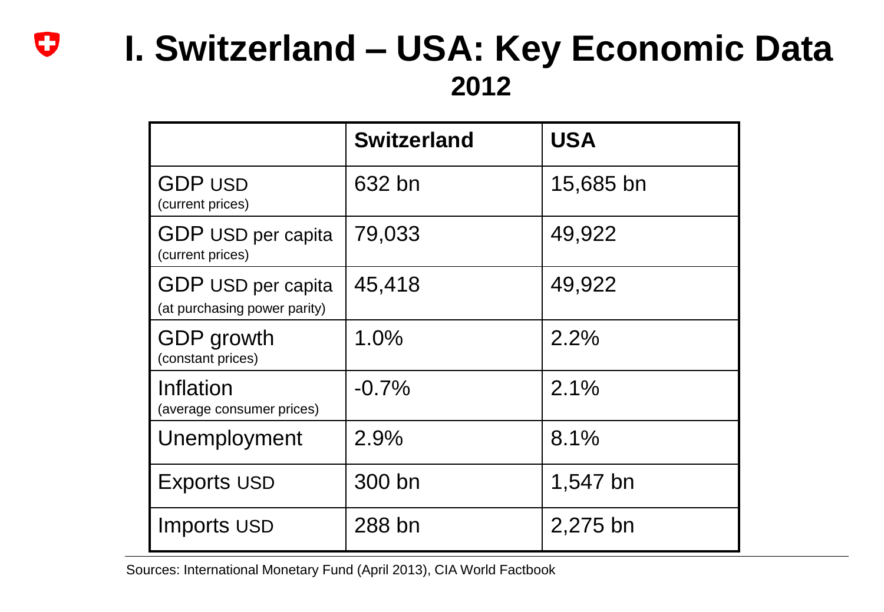# I. Switzerland – USA: Key Economic Data

## 2012

| | Switzerland | USA |
|---|---|---|
| GDP USD (current prices) | 632 bn | 15,685 bn |
| GDP USD per capita (current prices) | 79,033 | 49,922 |
| GDP USD per capita (at purchasing power parity) | 45,418 | 49,922 |
| GDP growth (constant prices) | 1.0% | 2.2% |
| Inflation (average consumer prices) | -0.7% | 2.1% |
| Unemployment | 2.9% | 8.1% |
| Exports USD | 300 bn | 1,547 bn |
| Imports USD | 288 bn | 2,275 bn |

Sources: International Monetary Fund (April 2013), CIA World Factbook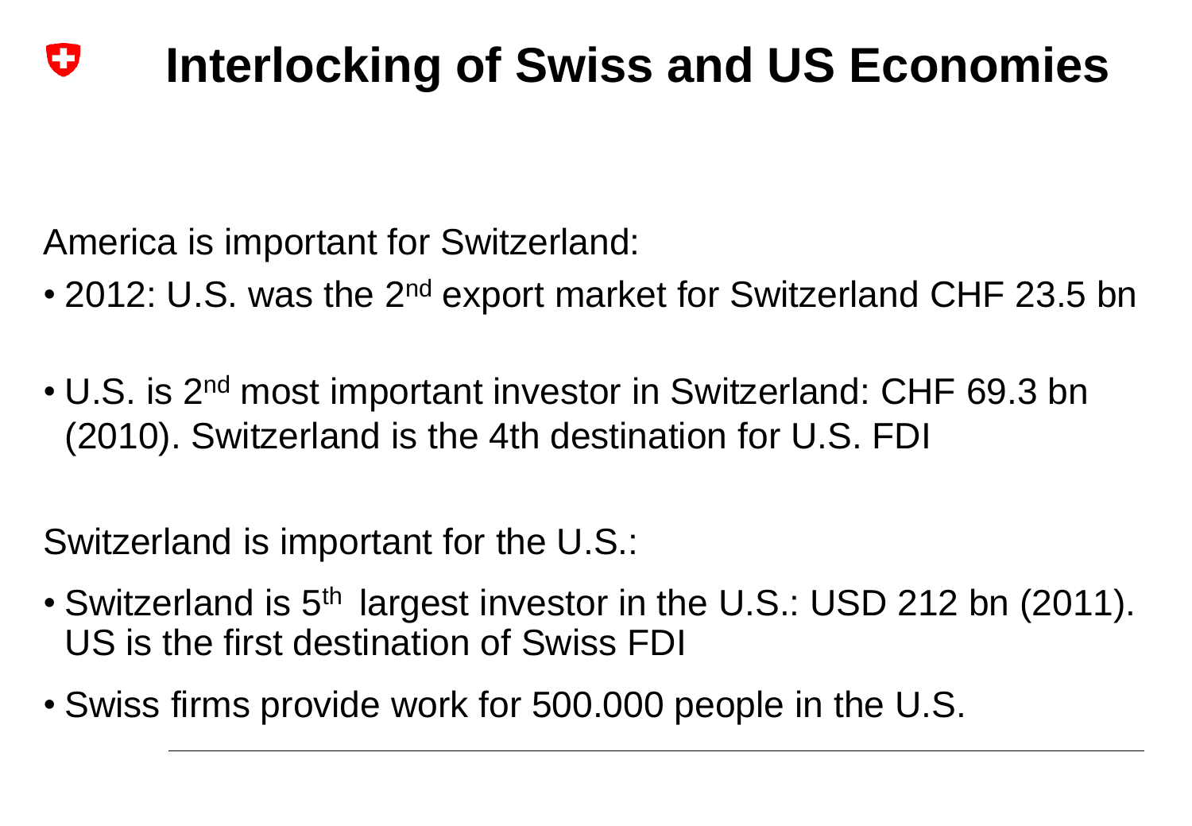# Interlocking of Swiss and US Economies

America is important for Switzerland:

- 2012: U.S. was the 2nd export market for Switzerland CHF 23.5 bn
- U.S. is 2nd most important investor in Switzerland: CHF 69.3 bn (2010). Switzerland is the 4th destination for U.S. FDI

Switzerland is important for the U.S.:

- Switzerland is 5th largest investor in the U.S.: USD 212 bn (2011). US is the first destination of Swiss FDI
- Swiss firms provide work for 500.000 people in the U.S.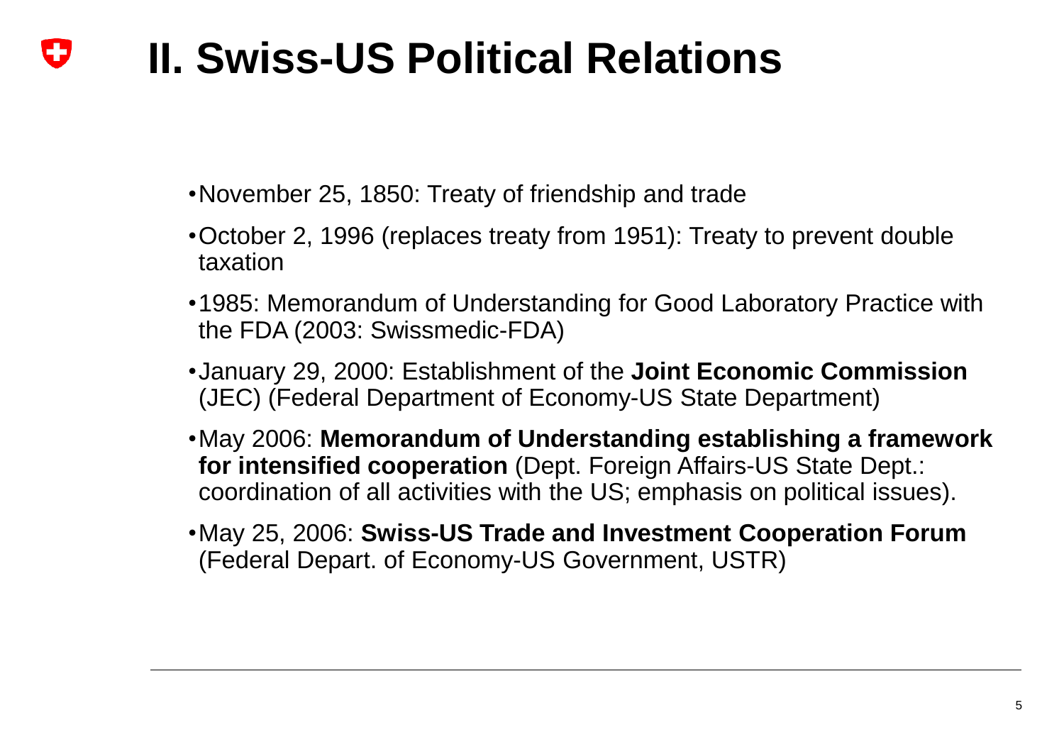# II. Swiss-US Political Relations

- November 25, 1850: Treaty of friendship and trade
- October 2, 1996 (replaces treaty from 1951): Treaty to prevent double taxation
- 1985: Memorandum of Understanding for Good Laboratory Practice with the FDA (2003: Swissmedic-FDA)
- January 29, 2000: Establishment of the **Joint Economic Commission** (JEC) (Federal Department of Economy-US State Department)
- May 2006: **Memorandum of Understanding establishing a framework for intensified cooperation** (Dept. Foreign Affairs-US State Dept.: coordination of all activities with the US; emphasis on political issues).
- May 25, 2006: **Swiss-US Trade and Investment Cooperation Forum** (Federal Depart. of Economy-US Government, USTR)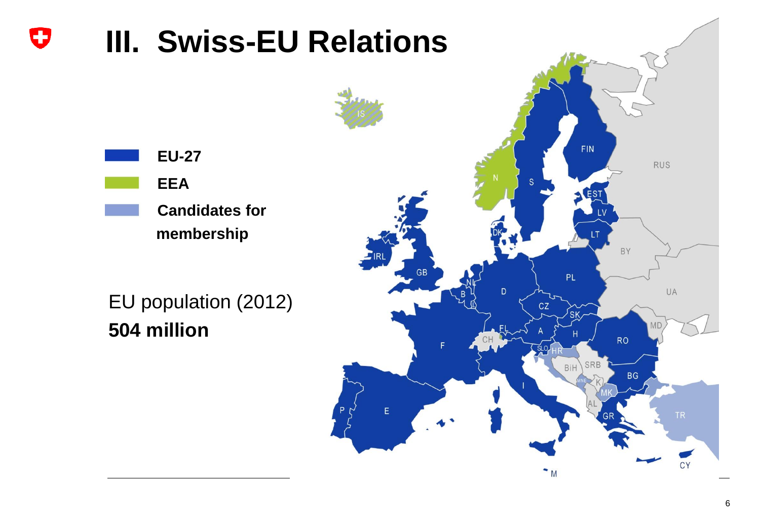# III. Swiss-EU Relations

- **EU-27**
- **EEA**
- **Candidates for membership**

EU population (2012)
**504 million**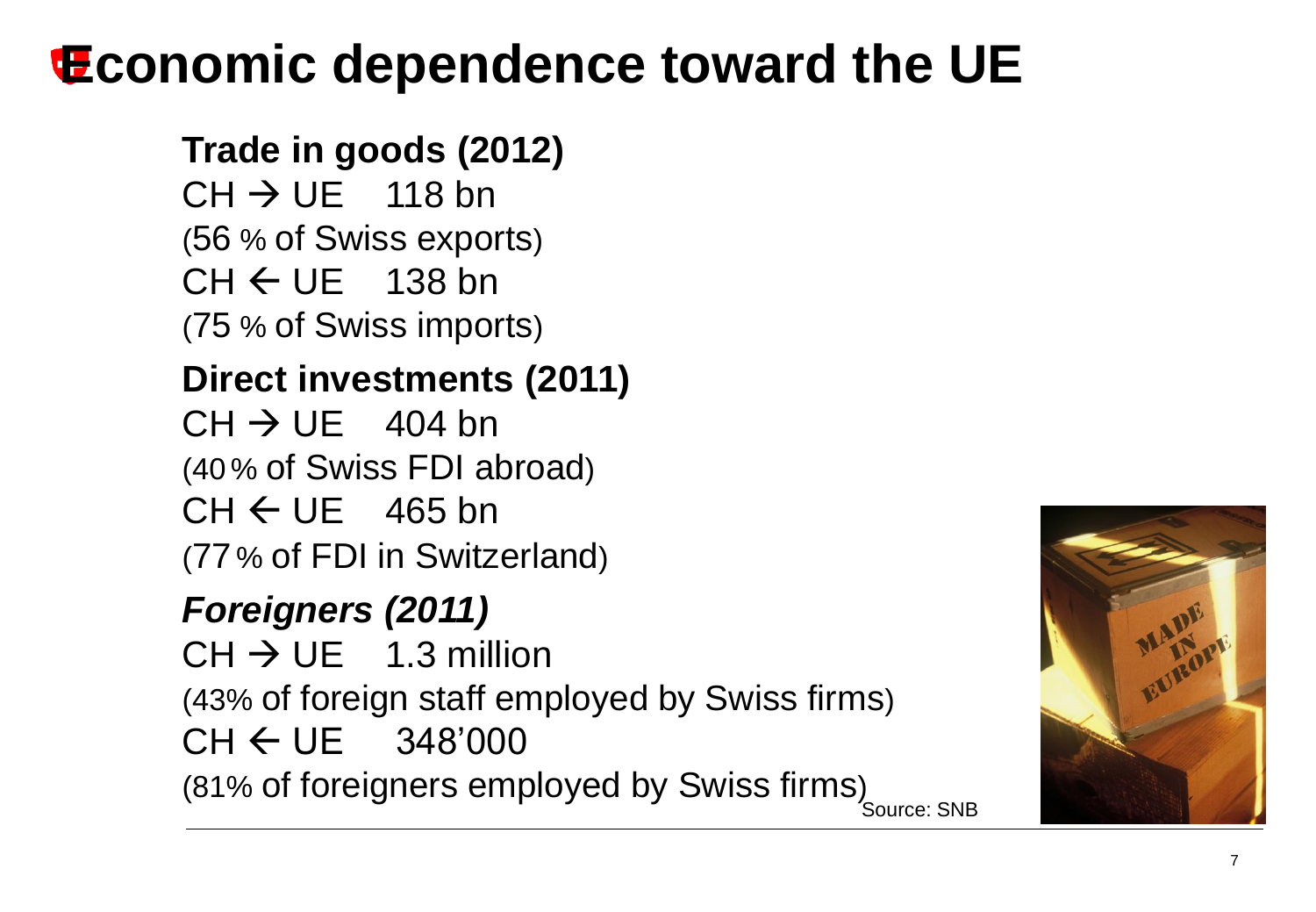# Economic dependence toward the UE

**Trade in goods (2012)**

CH → UE 118 bn
(56 % of Swiss exports)
CH ← UE 138 bn
(75 % of Swiss imports)

**Direct investments (2011)**

CH → UE 404 bn
(40 % of Swiss FDI abroad)
CH ← UE 465 bn
(77 % of FDI in Switzerland)

***Foreigners (2011)***

CH → UE 1.3 million
(43% of foreign staff employed by Swiss firms)
CH ← UE 348'000
(81% of foreigners employed by Swiss firms)

Source: SNB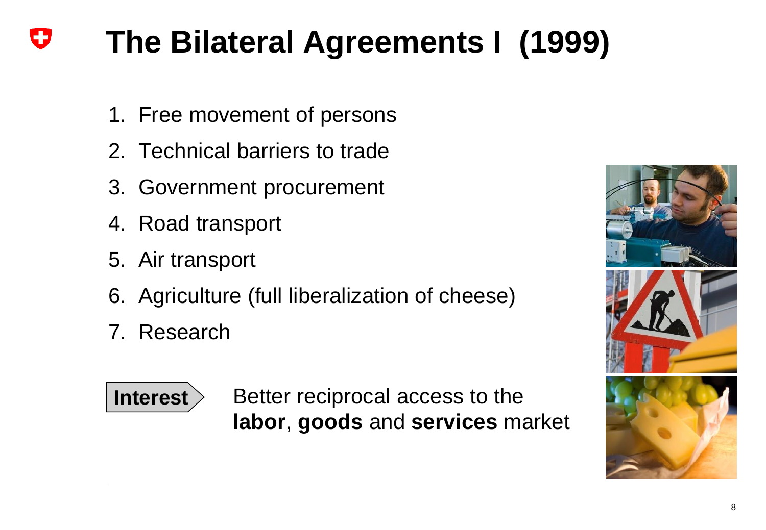# The Bilateral Agreements I (1999)

1. Free movement of persons
2. Technical barriers to trade
3. Government procurement
4. Road transport
5. Air transport
6. Agriculture (full liberalization of cheese)
7. Research

**Interest** Better reciprocal access to the **labor**, **goods** and **services** market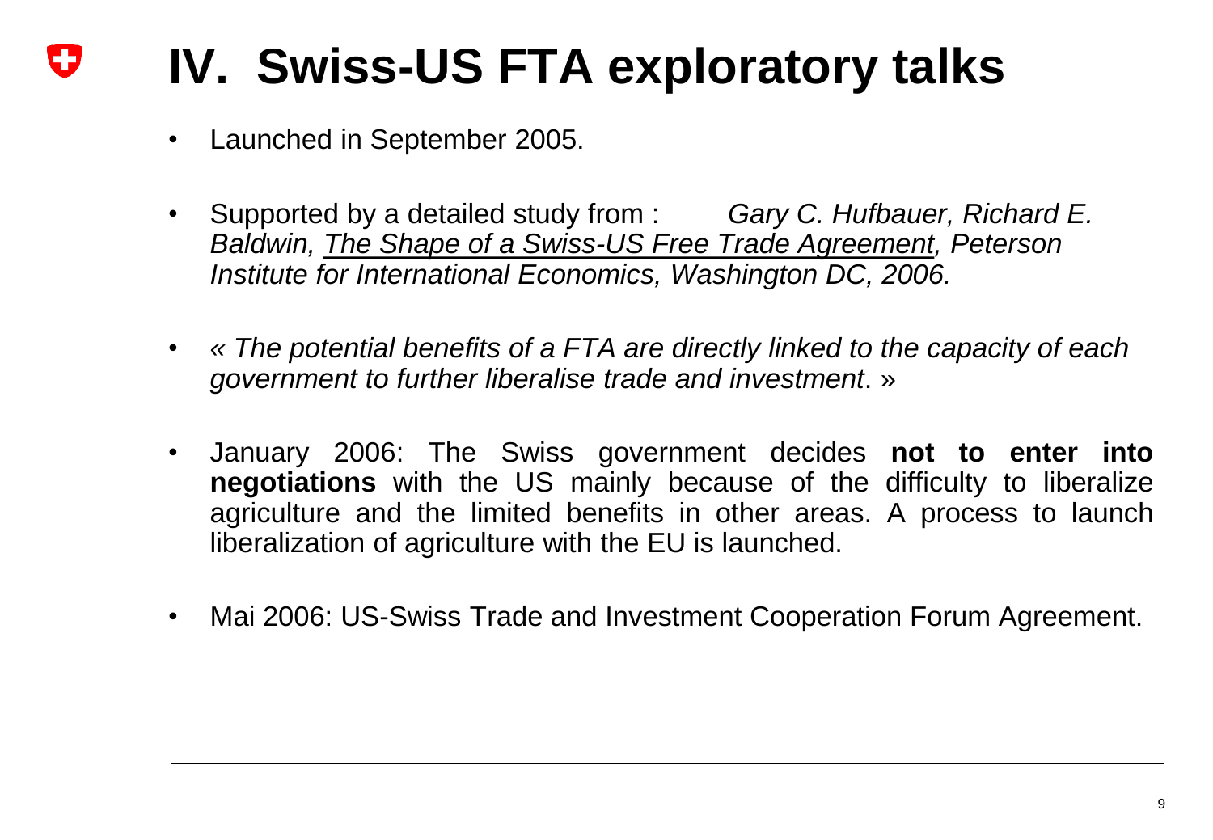# IV. Swiss-US FTA exploratory talks

- Launched in September 2005.
- Supported by a detailed study from : *Gary C. Hufbauer, Richard E. Baldwin, The Shape of a Swiss-US Free Trade Agreement, Peterson Institute for International Economics, Washington DC, 2006.*
- *« The potential benefits of a FTA are directly linked to the capacity of each government to further liberalise trade and investment*. »
- January 2006: The Swiss government decides **not to enter into negotiations** with the US mainly because of the difficulty to liberalize agriculture and the limited benefits in other areas. A process to launch liberalization of agriculture with the EU is launched.
- Mai 2006: US-Swiss Trade and Investment Cooperation Forum Agreement.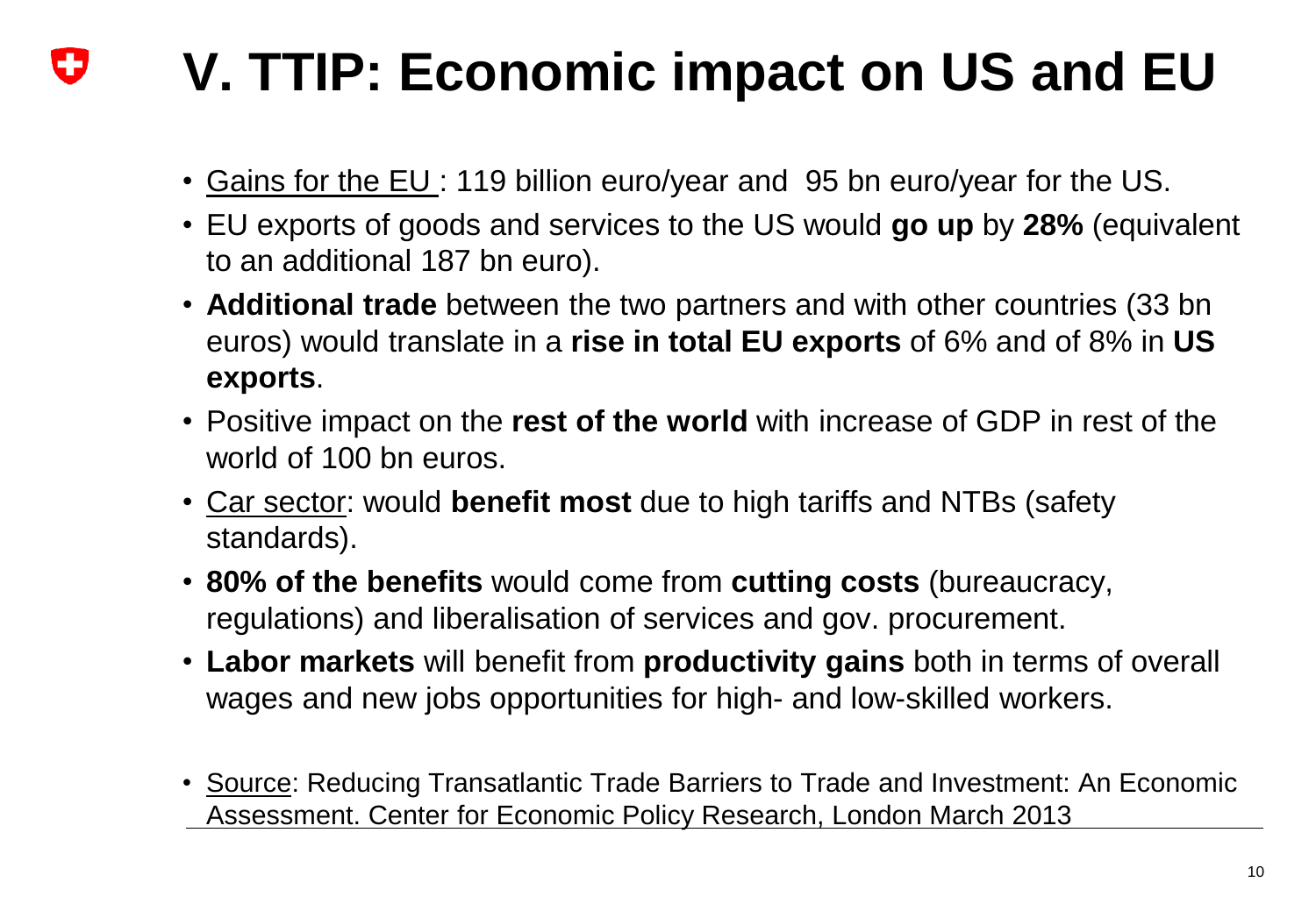# V. TTIP: Economic impact on US and EU

- Gains for the EU : 119 billion euro/year and 95 bn euro/year for the US.
- EU exports of goods and services to the US would **go up** by **28%** (equivalent to an additional 187 bn euro).
- **Additional trade** between the two partners and with other countries (33 bn euros) would translate in a **rise in total EU exports** of 6% and of 8% in **US exports**.
- Positive impact on the **rest of the world** with increase of GDP in rest of the world of 100 bn euros.
- Car sector: would **benefit most** due to high tariffs and NTBs (safety standards).
- **80% of the benefits** would come from **cutting costs** (bureaucracy, regulations) and liberalisation of services and gov. procurement.
- **Labor markets** will benefit from **productivity gains** both in terms of overall wages and new jobs opportunities for high- and low-skilled workers.

- Source: Reducing Transatlantic Trade Barriers to Trade and Investment: An Economic Assessment. Center for Economic Policy Research, London March 2013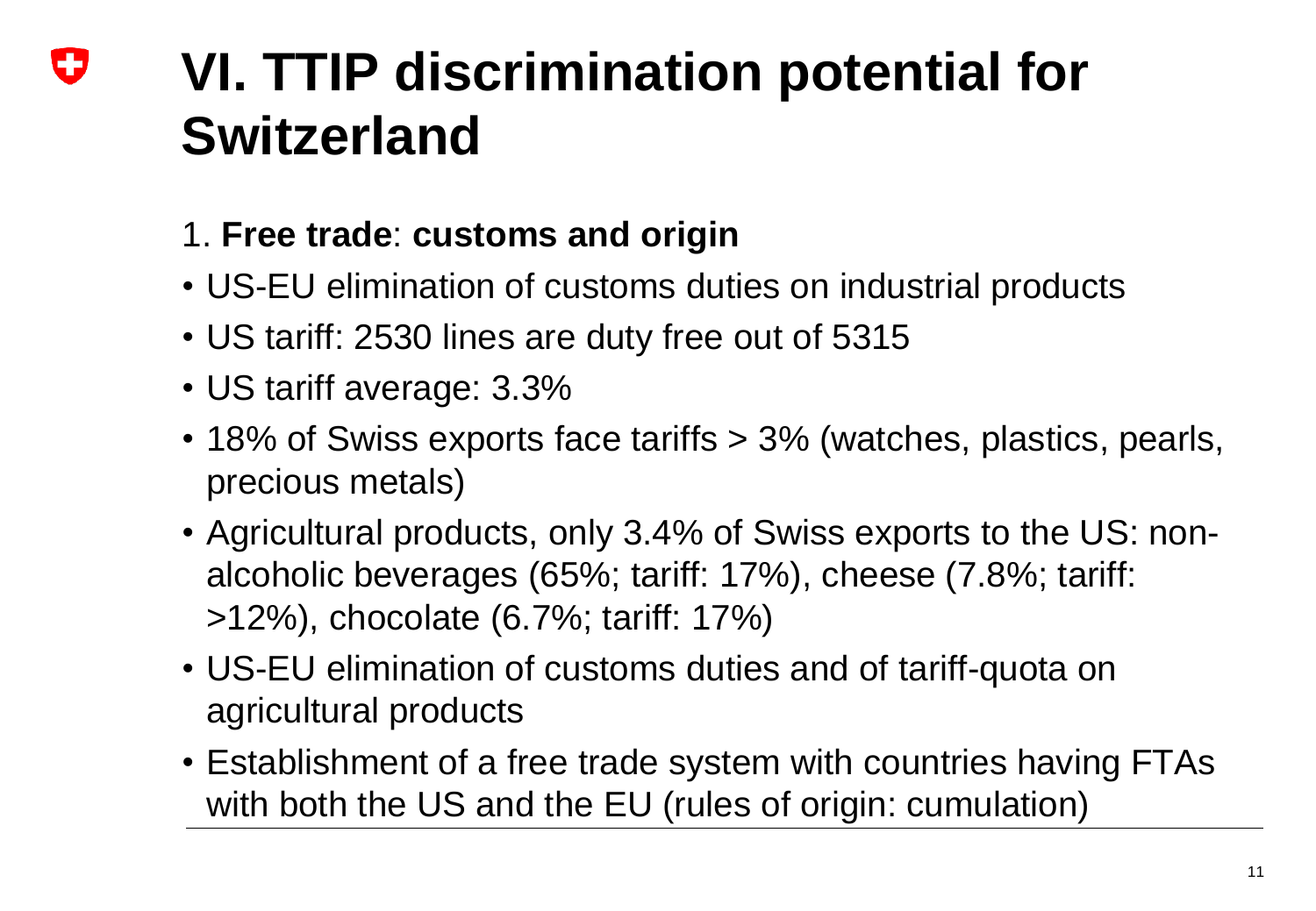# VI. TTIP discrimination potential for Switzerland

1. **Free trade**: **customs and origin**

- US-EU elimination of customs duties on industrial products
- US tariff: 2530 lines are duty free out of 5315
- US tariff average: 3.3%
- 18% of Swiss exports face tariffs > 3% (watches, plastics, pearls, precious metals)
- Agricultural products, only 3.4% of Swiss exports to the US: non-alcoholic beverages (65%; tariff: 17%), cheese (7.8%; tariff: >12%), chocolate (6.7%; tariff: 17%)
- US-EU elimination of customs duties and of tariff-quota on agricultural products
- Establishment of a free trade system with countries having FTAs with both the US and the EU (rules of origin: cumulation)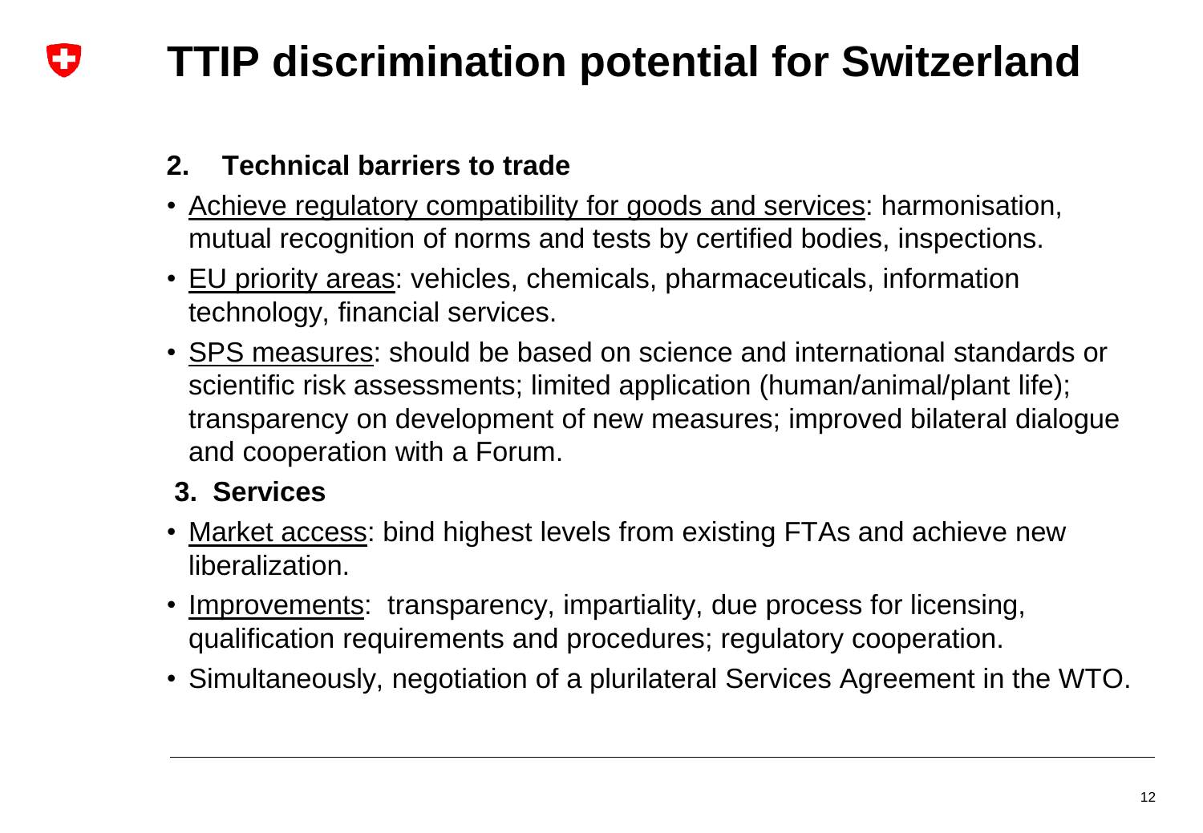# TTIP discrimination potential for Switzerland

## 2. Technical barriers to trade

- Achieve regulatory compatibility for goods and services: harmonisation, mutual recognition of norms and tests by certified bodies, inspections.
- EU priority areas: vehicles, chemicals, pharmaceuticals, information technology, financial services.
- SPS measures: should be based on science and international standards or scientific risk assessments; limited application (human/animal/plant life); transparency on development of new measures; improved bilateral dialogue and cooperation with a Forum.

## 3. Services

- Market access: bind highest levels from existing FTAs and achieve new liberalization.
- Improvements: transparency, impartiality, due process for licensing, qualification requirements and procedures; regulatory cooperation.
- Simultaneously, negotiation of a plurilateral Services Agreement in the WTO.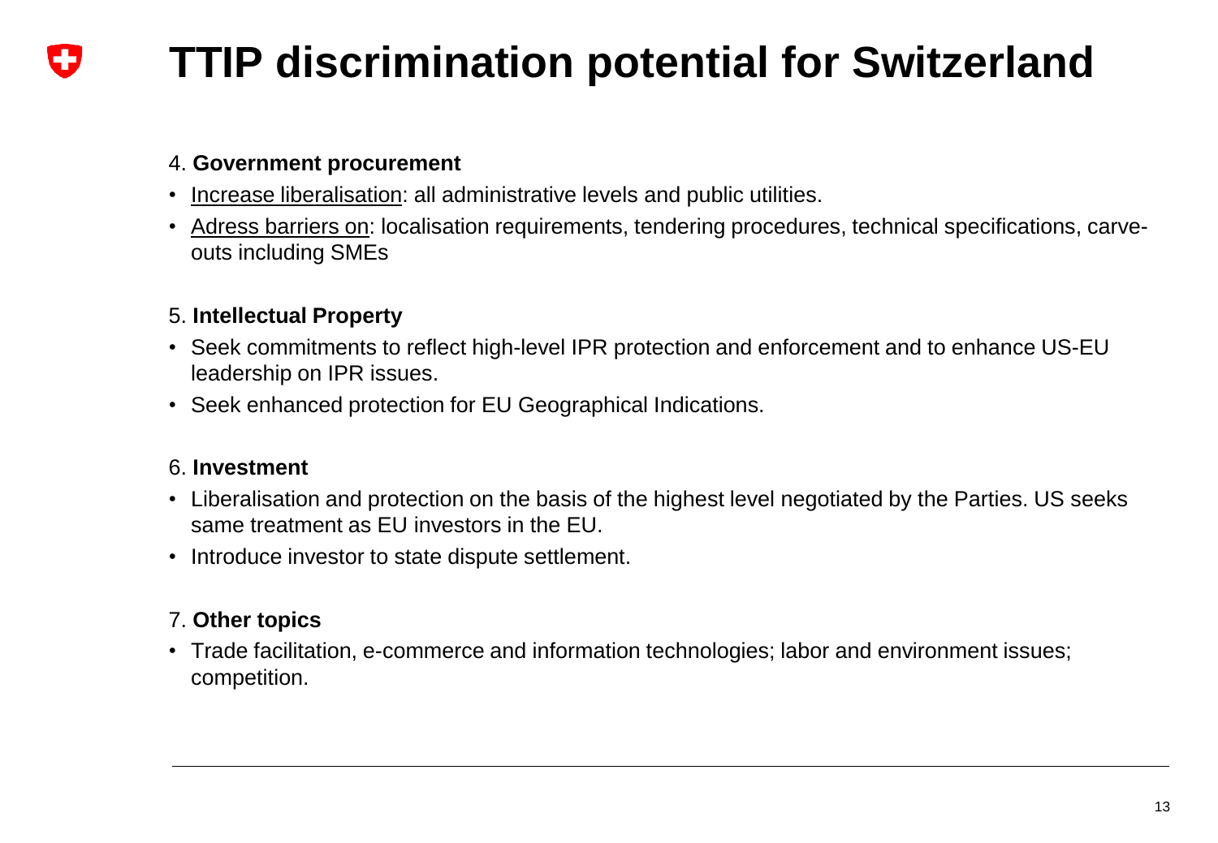# TTIP discrimination potential for Switzerland

4. **Government procurement**

- Increase liberalisation: all administrative levels and public utilities.
- Adress barriers on: localisation requirements, tendering procedures, technical specifications, carve-outs including SMEs

5. **Intellectual Property**

- Seek commitments to reflect high-level IPR protection and enforcement and to enhance US-EU leadership on IPR issues.
- Seek enhanced protection for EU Geographical Indications.

6. **Investment**

- Liberalisation and protection on the basis of the highest level negotiated by the Parties. US seeks same treatment as EU investors in the EU.
- Introduce investor to state dispute settlement.

7. **Other topics**

- Trade facilitation, e-commerce and information technologies; labor and environment issues; competition.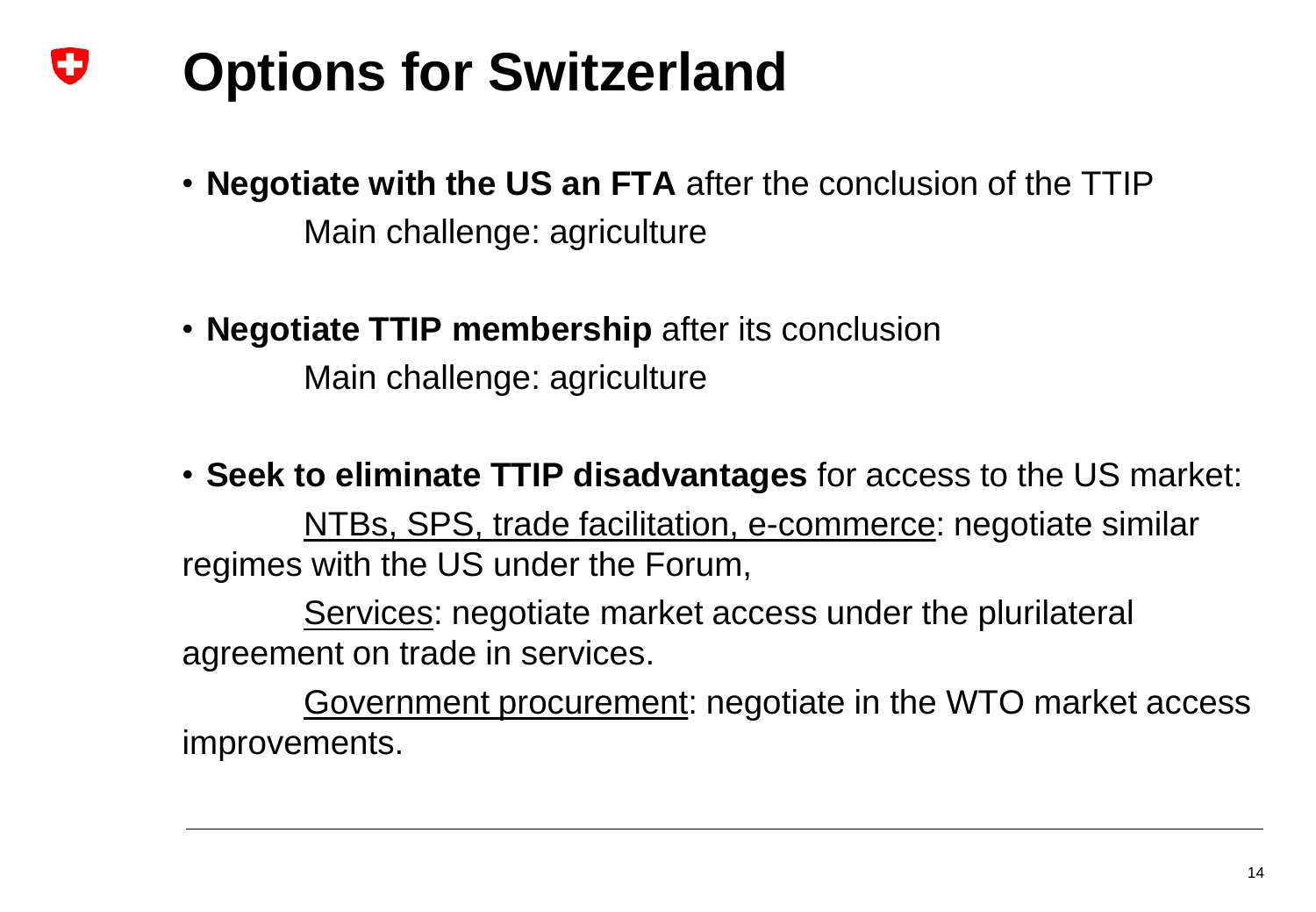# Options for Switzerland

- **Negotiate with the US an FTA** after the conclusion of the TTIP
  
  Main challenge: agriculture

- **Negotiate TTIP membership** after its conclusion
  
  Main challenge: agriculture

- **Seek to eliminate TTIP disadvantages** for access to the US market:
  
  <u>NTBs, SPS, trade facilitation, e-commerce</u>: negotiate similar regimes with the US under the Forum,
  
  <u>Services</u>: negotiate market access under the plurilateral agreement on trade in services.
  
  <u>Government procurement</u>: negotiate in the WTO market access improvements.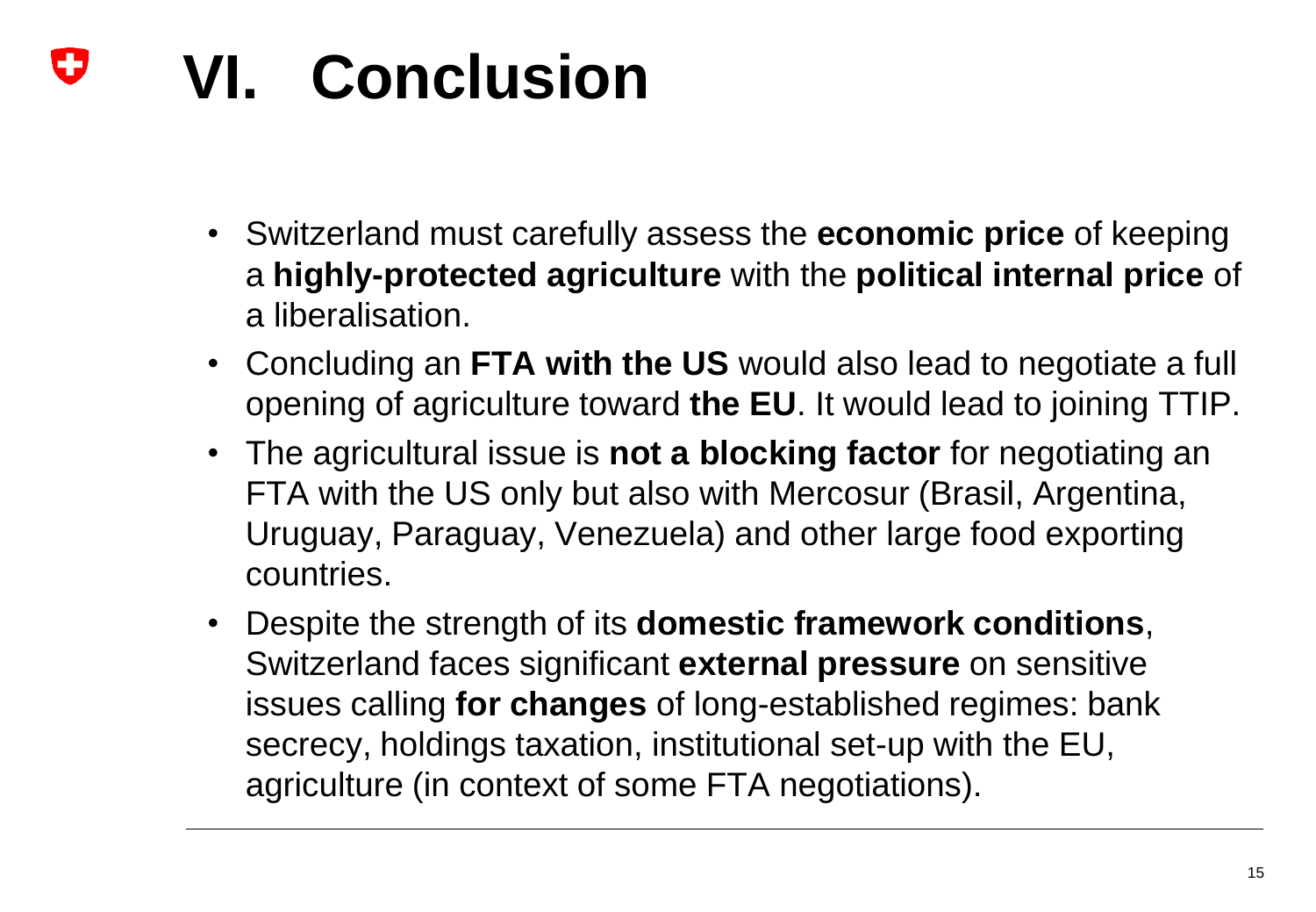# VI. Conclusion

- Switzerland must carefully assess the **economic price** of keeping a **highly-protected agriculture** with the **political internal price** of a liberalisation.
- Concluding an **FTA with the US** would also lead to negotiate a full opening of agriculture toward **the EU**. It would lead to joining TTIP.
- The agricultural issue is **not a blocking factor** for negotiating an FTA with the US only but also with Mercosur (Brasil, Argentina, Uruguay, Paraguay, Venezuela) and other large food exporting countries.
- Despite the strength of its **domestic framework conditions**, Switzerland faces significant **external pressure** on sensitive issues calling **for changes** of long-established regimes: bank secrecy, holdings taxation, institutional set-up with the EU, agriculture (in context of some FTA negotiations).